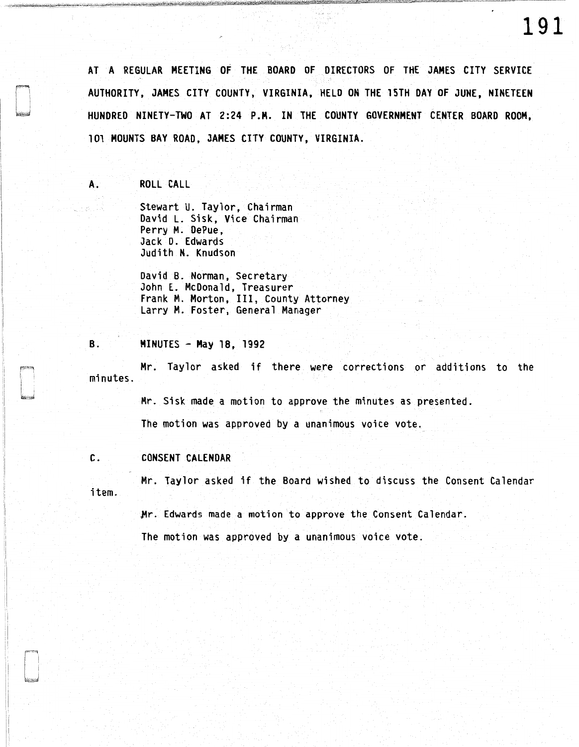AT A REGULAR MEETING OF THE BOARD OF DIRECTORS OF THE JAMES CITY SERVICE AUTHORITY, JAMES CITY COUNTY, VIRGINIA, HELD ON THE 15TH DAY OF JUNE, NINETEEN HUNDRED NINETY-TWO AT 2:24 P.M. IN THE COUNTY GOVERNMENT CENTER BOARD ROOM, 101 MOUNTS BAY ROAD, JAMES CITY COUNTY, VIRGINIA.

## A. ROLL CALL

Stewart U. Taylor, Chairman
David L. Sisk, Vice Chairman
Perry M. DePue,
Jack D. Edwards
Judith N. Knudson

David B. Norman, Secretary
John E. McDonald, Treasurer
Frank M. Morton, III, County Attorney
Larry M. Foster, General Manager

## B. MINUTES - May 18, 1992

Mr. Taylor asked if there were corrections or additions to the minutes.

Mr. Sisk made a motion to approve the minutes as presented.

The motion was approved by a unanimous voice vote.

## C. CONSENT CALENDAR

Mr. Taylor asked if the Board wished to discuss the Consent Calendar item.

Mr. Edwards made a motion to approve the Consent Calendar.

The motion was approved by a unanimous voice vote.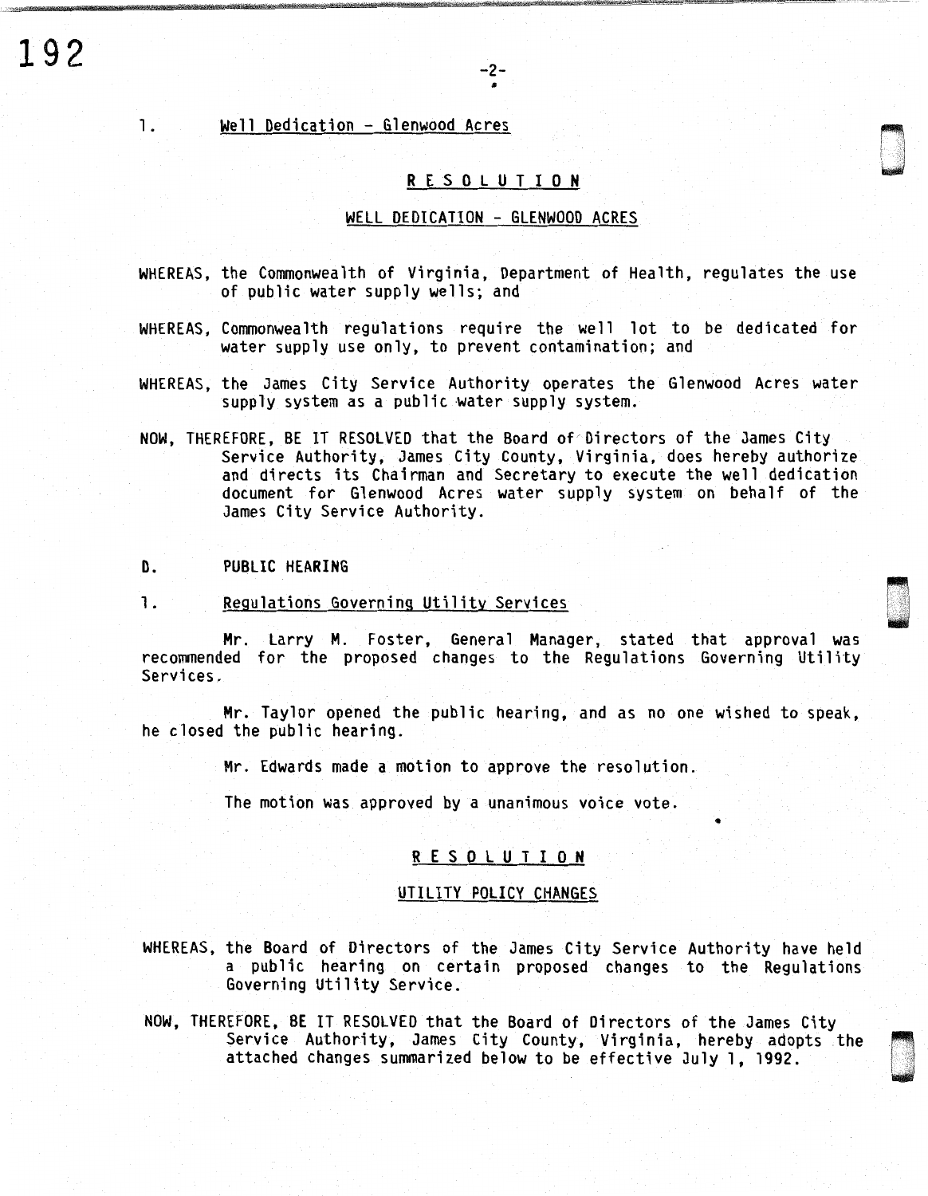1. Well Dedication - Glenwood Acres

**R E S O L U T I O N**

WELL DEDICATION - GLENWOOD ACRES

WHEREAS, the Commonwealth of Virginia, Department of Health, regulates the use of public water supply wells; and

WHEREAS, Commonwealth regulations require the well lot to be dedicated for water supply use only, to prevent contamination; and

WHEREAS, the James City Service Authority operates the Glenwood Acres water supply system as a public water supply system.

NOW, THEREFORE, BE IT RESOLVED that the Board of Directors of the James City Service Authority, James City County, Virginia, does hereby authorize and directs its Chairman and Secretary to execute the well dedication document for Glenwood Acres water supply system on behalf of the James City Service Authority.

D. PUBLIC HEARING

1. Regulations Governing Utility Services

Mr. Larry M. Foster, General Manager, stated that approval was recommended for the proposed changes to the Regulations Governing Utility Services.

Mr. Taylor opened the public hearing, and as no one wished to speak, he closed the public hearing.

Mr. Edwards made a motion to approve the resolution.

The motion was approved by a unanimous voice vote.

**R E S O L U T I O N**

UTILITY POLICY CHANGES

WHEREAS, the Board of Directors of the James City Service Authority have held a public hearing on certain proposed changes to the Regulations Governing Utility Service.

NOW, THEREFORE, BE IT RESOLVED that the Board of Directors of the James City Service Authority, James City County, Virginia, hereby adopts the attached changes summarized below to be effective July 1, 1992.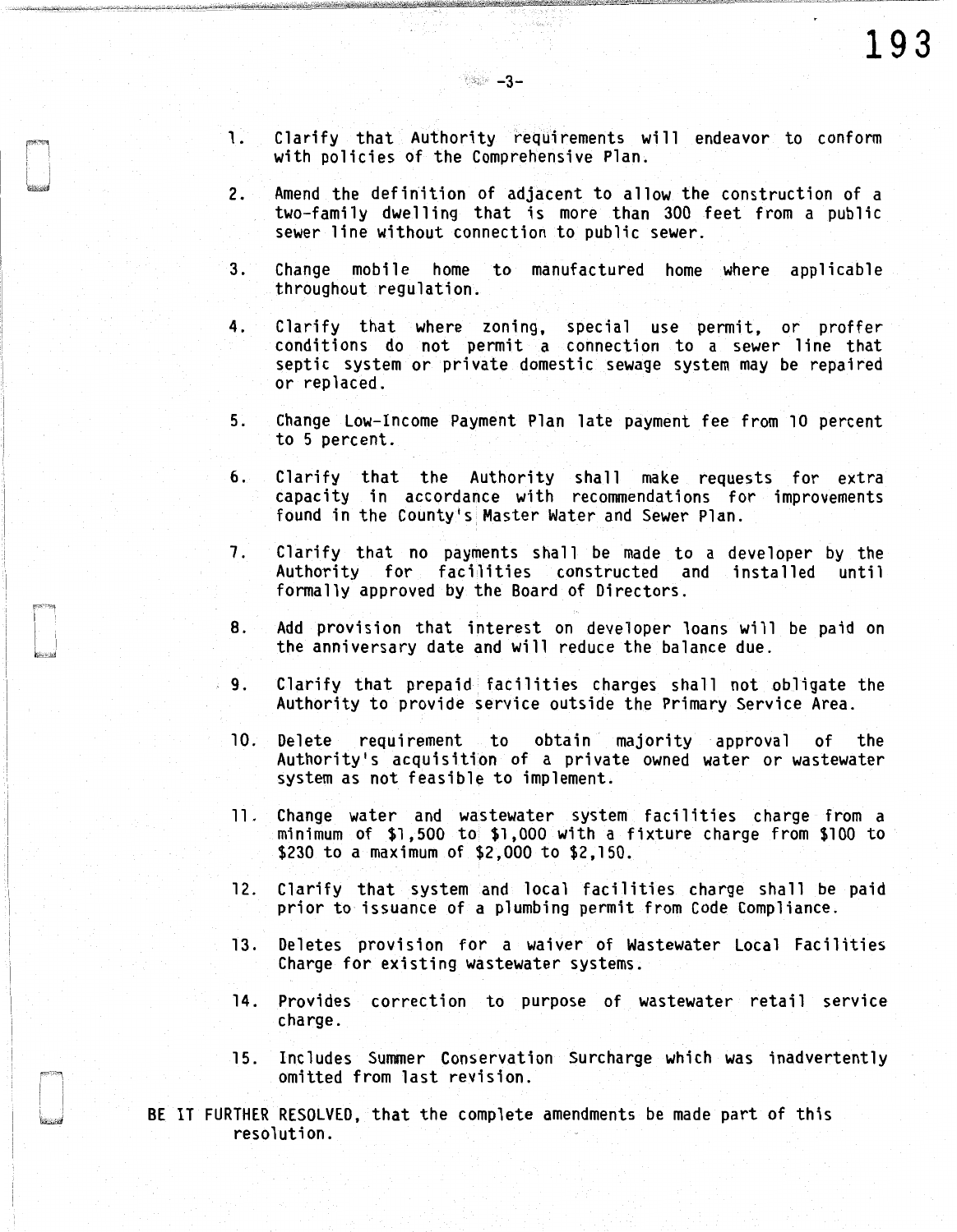1. Clarify that Authority requirements will endeavor to conform with policies of the Comprehensive Plan.

2. Amend the definition of adjacent to allow the construction of a two-family dwelling that is more than 300 feet from a public sewer line without connection to public sewer.

3. Change mobile home to manufactured home where applicable throughout regulation.

4. Clarify that where zoning, special use permit, or proffer conditions do not permit a connection to a sewer line that septic system or private domestic sewage system may be repaired or replaced.

5. Change Low-Income Payment Plan late payment fee from 10 percent to 5 percent.

6. Clarify that the Authority shall make requests for extra capacity in accordance with recommendations for improvements found in the County's Master Water and Sewer Plan.

7. Clarify that no payments shall be made to a developer by the Authority for facilities constructed and installed until formally approved by the Board of Directors.

8. Add provision that interest on developer loans will be paid on the anniversary date and will reduce the balance due.

9. Clarify that prepaid facilities charges shall not obligate the Authority to provide service outside the Primary Service Area.

10. Delete requirement to obtain majority approval of the Authority's acquisition of a private owned water or wastewater system as not feasible to implement.

11. Change water and wastewater system facilities charge from a minimum of $1,500 to $1,000 with a fixture charge from $100 to $230 to a maximum of $2,000 to $2,150.

12. Clarify that system and local facilities charge shall be paid prior to issuance of a plumbing permit from Code Compliance.

13. Deletes provision for a waiver of Wastewater Local Facilities Charge for existing wastewater systems.

14. Provides correction to purpose of wastewater retail service charge.

15. Includes Summer Conservation Surcharge which was inadvertently omitted from last revision.

BE IT FURTHER RESOLVED, that the complete amendments be made part of this resolution.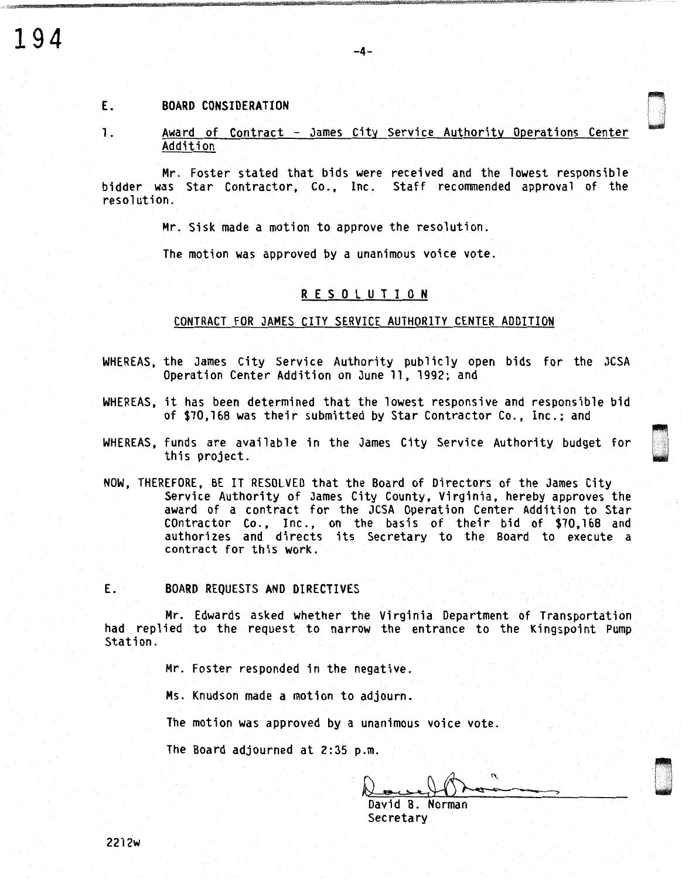## E. BOARD CONSIDERATION

1. Award of Contract - James City Service Authority Operations Center Addition

Mr. Foster stated that bids were received and the lowest responsible bidder was Star Contractor, Co., Inc. Staff recommended approval of the resolution.

Mr. Sisk made a motion to approve the resolution.

The motion was approved by a unanimous voice vote.

### R E S O L U T I O N

CONTRACT FOR JAMES CITY SERVICE AUTHORITY CENTER ADDITION

WHEREAS, the James City Service Authority publicly open bids for the JCSA Operation Center Addition on June 11, 1992; and

WHEREAS, it has been determined that the lowest responsive and responsible bid of $70,168 was their submitted by Star Contractor Co., Inc.; and

WHEREAS, funds are available in the James City Service Authority budget for this project.

NOW, THEREFORE, BE IT RESOLVED that the Board of Directors of the James City Service Authority of James City County, Virginia, hereby approves the award of a contract for the JCSA Operation Center Addition to Star COntractor Co., Inc., on the basis of their bid of $70,168 and authorizes and directs its Secretary to the Board to execute a contract for this work.

## E. BOARD REQUESTS AND DIRECTIVES

Mr. Edwards asked whether the Virginia Department of Transportation had replied to the request to narrow the entrance to the Kingspoint Pump Station.

Mr. Foster responded in the negative.

Ms. Knudson made a motion to adjourn.

The motion was approved by a unanimous voice vote.

The Board adjourned at 2:35 p.m.

David B. Norman
Secretary

2212w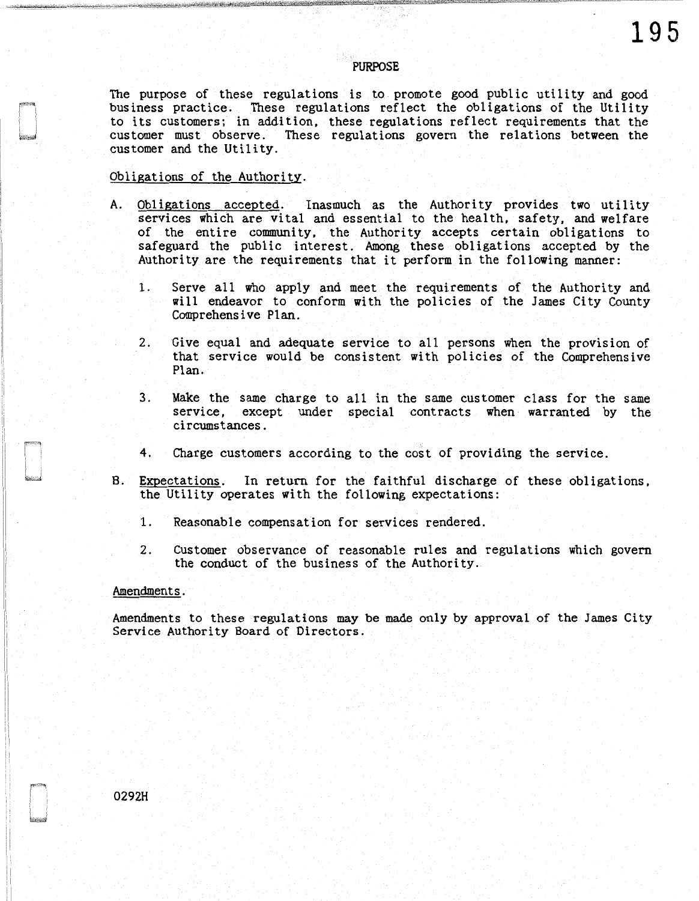# PURPOSE

The purpose of these regulations is to promote good public utility and good business practice. These regulations reflect the obligations of the Utility to its customers; in addition, these regulations reflect requirements that the customer must observe. These regulations govern the relations between the customer and the Utility.

Obligations of the Authority.

A. Obligations accepted. Inasmuch as the Authority provides two utility services which are vital and essential to the health, safety, and welfare of the entire community, the Authority accepts certain obligations to safeguard the public interest. Among these obligations accepted by the Authority are the requirements that it perform in the following manner:

   1. Serve all who apply and meet the requirements of the Authority and will endeavor to conform with the policies of the James City County Comprehensive Plan.

   2. Give equal and adequate service to all persons when the provision of that service would be consistent with policies of the Comprehensive Plan.

   3. Make the same charge to all in the same customer class for the same service, except under special contracts when warranted by the circumstances.

   4. Charge customers according to the cost of providing the service.

B. Expectations. In return for the faithful discharge of these obligations, the Utility operates with the following expectations:

   1. Reasonable compensation for services rendered.

   2. Customer observance of reasonable rules and regulations which govern the conduct of the business of the Authority.

Amendments.

Amendments to these regulations may be made only by approval of the James City Service Authority Board of Directors.

0292H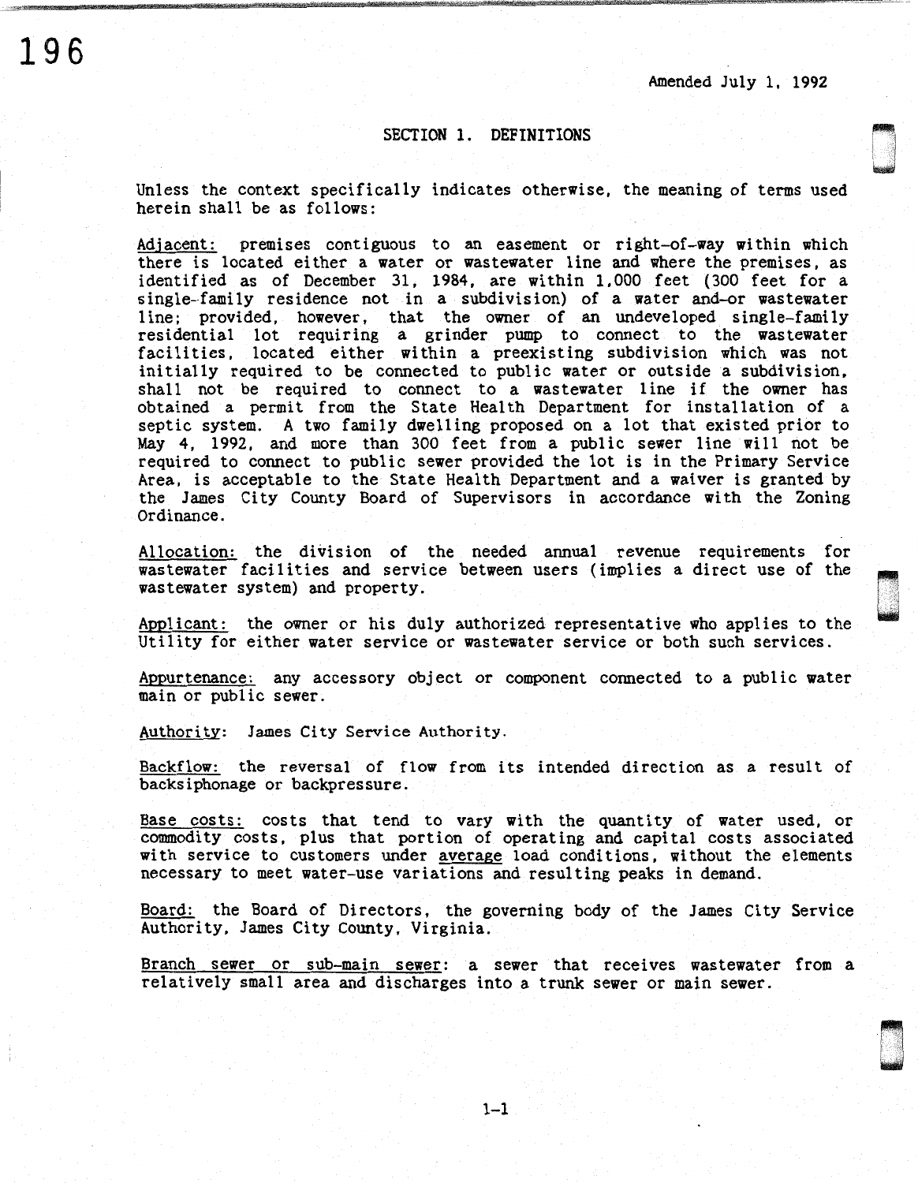Amended July 1, 1992

## SECTION 1. DEFINITIONS

Unless the context specifically indicates otherwise, the meaning of terms used herein shall be as follows:

Adjacent: premises contiguous to an easement or right-of-way within which there is located either a water or wastewater line and where the premises, as identified as of December 31, 1984, are within 1,000 feet (300 feet for a single-family residence not in a subdivision) of a water and-or wastewater line; provided, however, that the owner of an undeveloped single-family residential lot requiring a grinder pump to connect to the wastewater facilities, located either within a preexisting subdivision which was not initially required to be connected to public water or outside a subdivision, shall not be required to connect to a wastewater line if the owner has obtained a permit from the State Health Department for installation of a septic system. A two family dwelling proposed on a lot that existed prior to May 4, 1992, and more than 300 feet from a public sewer line will not be required to connect to public sewer provided the lot is in the Primary Service Area, is acceptable to the State Health Department and a waiver is granted by the James City County Board of Supervisors in accordance with the Zoning Ordinance.

Allocation: the division of the needed annual revenue requirements for wastewater facilities and service between users (implies a direct use of the wastewater system) and property.

Applicant: the owner or his duly authorized representative who applies to the Utility for either water service or wastewater service or both such services.

Appurtenance: any accessory object or component connected to a public water main or public sewer.

Authority: James City Service Authority.

Backflow: the reversal of flow from its intended direction as a result of backsiphonage or backpressure.

Base costs: costs that tend to vary with the quantity of water used, or commodity costs, plus that portion of operating and capital costs associated with service to customers under average load conditions, without the elements necessary to meet water-use variations and resulting peaks in demand.

Board: the Board of Directors, the governing body of the James City Service Authority, James City County, Virginia.

Branch sewer or sub-main sewer: a sewer that receives wastewater from a relatively small area and discharges into a trunk sewer or main sewer.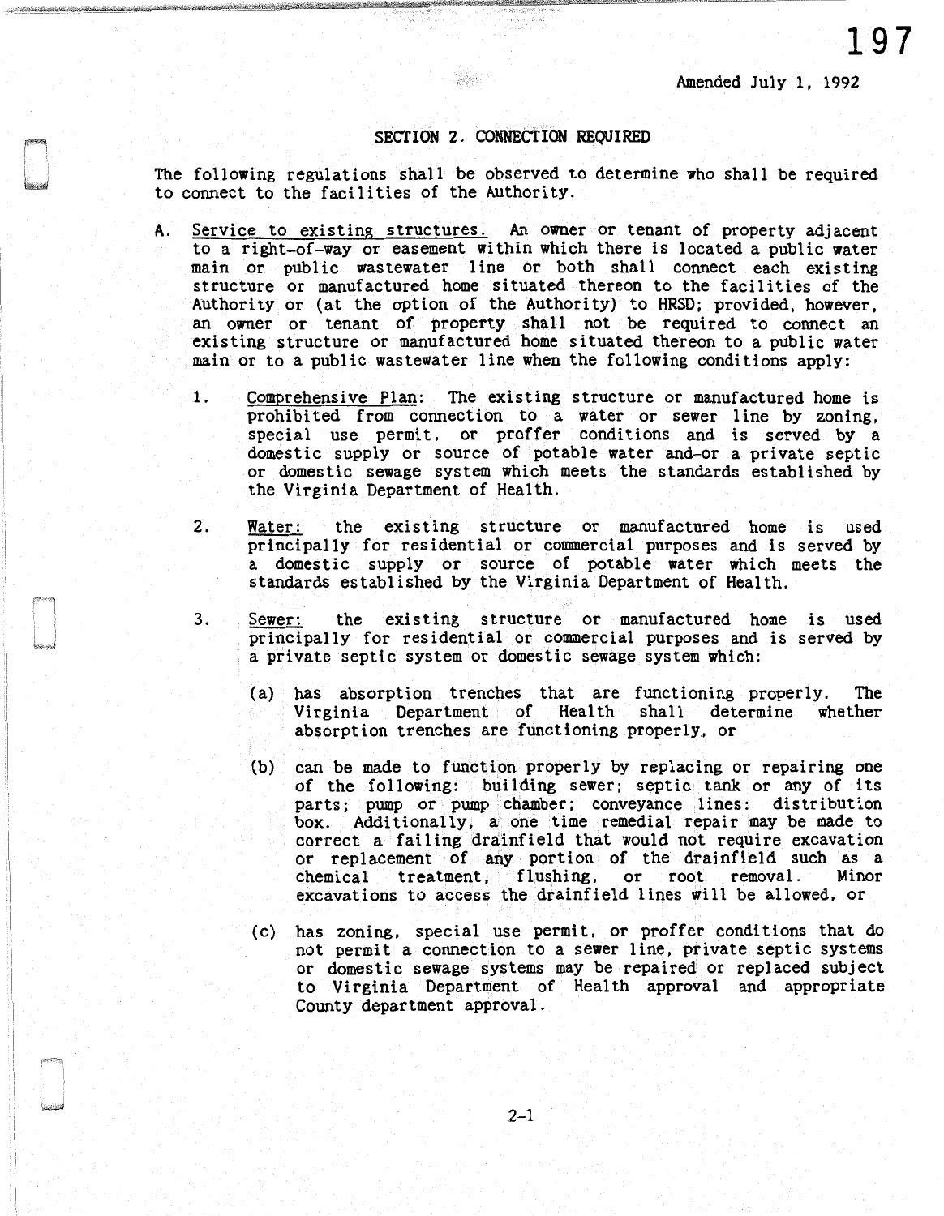Amended July 1, 1992

## SECTION 2. CONNECTION REQUIRED

The following regulations shall be observed to determine who shall be required to connect to the facilities of the Authority.

A. Service to existing structures. An owner or tenant of property adjacent to a right-of-way or easement within which there is located a public water main or public wastewater line or both shall connect each existing structure or manufactured home situated thereon to the facilities of the Authority or (at the option of the Authority) to HRSD; provided, however, an owner or tenant of property shall not be required to connect an existing structure or manufactured home situated thereon to a public water main or to a public wastewater line when the following conditions apply:

   1. Comprehensive Plan: The existing structure or manufactured home is prohibited from connection to a water or sewer line by zoning, special use permit, or proffer conditions and is served by a domestic supply or source of potable water and-or a private septic or domestic sewage system which meets the standards established by the Virginia Department of Health.

   2. Water: the existing structure or manufactured home is used principally for residential or commercial purposes and is served by a domestic supply or source of potable water which meets the standards established by the Virginia Department of Health.

   3. Sewer: the existing structure or manufactured home is used principally for residential or commercial purposes and is served by a private septic system or domestic sewage system which:

      (a) has absorption trenches that are functioning properly. The Virginia Department of Health shall determine whether absorption trenches are functioning properly, or

      (b) can be made to function properly by replacing or repairing one of the following: building sewer; septic tank or any of its parts; pump or pump chamber; conveyance lines: distribution box. Additionally, a one time remedial repair may be made to correct a failing drainfield that would not require excavation or replacement of any portion of the drainfield such as a chemical treatment, flushing, or root removal. Minor excavations to access the drainfield lines will be allowed, or

      (c) has zoning, special use permit, or proffer conditions that do not permit a connection to a sewer line, private septic systems or domestic sewage systems may be repaired or replaced subject to Virginia Department of Health approval and appropriate County department approval.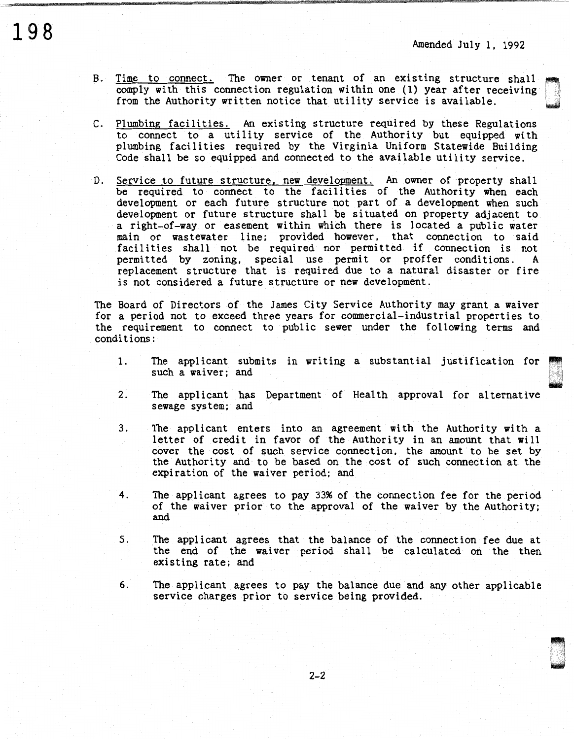Amended July 1, 1992

B. Time to connect. The owner or tenant of an existing structure shall comply with this connection regulation within one (1) year after receiving from the Authority written notice that utility service is available.

C. Plumbing facilities. An existing structure required by these Regulations to connect to a utility service of the Authority but equipped with plumbing facilities required by the Virginia Uniform Statewide Building Code shall be so equipped and connected to the available utility service.

D. Service to future structure, new development. An owner of property shall be required to connect to the facilities of the Authority when each development or each future structure not part of a development when such development or future structure shall be situated on property adjacent to a right-of-way or easement within which there is located a public water main or wastewater line; provided however, that connection to said facilities shall not be required nor permitted if connection is not permitted by zoning, special use permit or proffer conditions. A replacement structure that is required due to a natural disaster or fire is not considered a future structure or new development.

The Board of Directors of the James City Service Authority may grant a waiver for a period not to exceed three years for commercial-industrial properties to the requirement to connect to public sewer under the following terms and conditions:

1. The applicant submits in writing a substantial justification for such a waiver; and

2. The applicant has Department of Health approval for alternative sewage system; and

3. The applicant enters into an agreement with the Authority with a letter of credit in favor of the Authority in an amount that will cover the cost of such service connection, the amount to be set by the Authority and to be based on the cost of such connection at the expiration of the waiver period; and

4. The applicant agrees to pay 33% of the connection fee for the period of the waiver prior to the approval of the waiver by the Authority; and

5. The applicant agrees that the balance of the connection fee due at the end of the waiver period shall be calculated on the then existing rate; and

6. The applicant agrees to pay the balance due and any other applicable service charges prior to service being provided.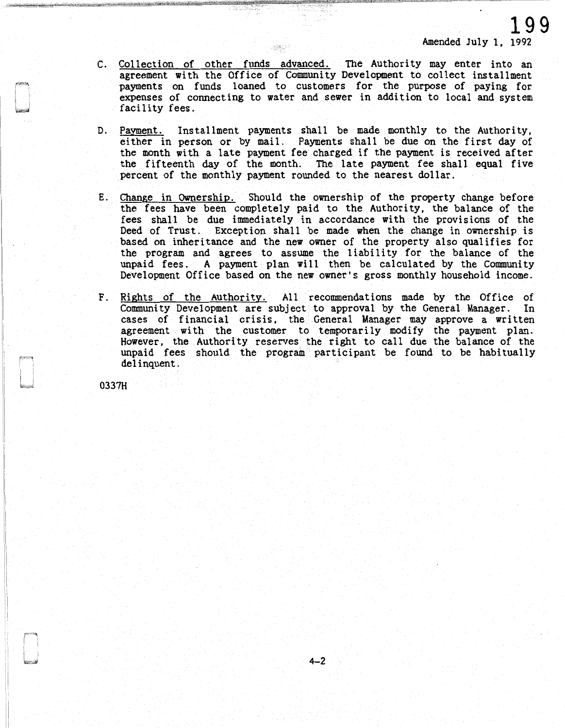Amended July 1, 1992

C. Collection of other funds advanced. The Authority may enter into an agreement with the Office of Community Development to collect installment payments on funds loaned to customers for the purpose of paying for expenses of connecting to water and sewer in addition to local and system facility fees.

D. Payment. Installment payments shall be made monthly to the Authority, either in person or by mail. Payments shall be due on the first day of the month with a late payment fee charged if the payment is received after the fifteenth day of the month. The late payment fee shall equal five percent of the monthly payment rounded to the nearest dollar.

E. Change in Ownership. Should the ownership of the property change before the fees have been completely paid to the Authority, the balance of the fees shall be due immediately in accordance with the provisions of the Deed of Trust. Exception shall be made when the change in ownership is based on inheritance and the new owner of the property also qualifies for the program and agrees to assume the liability for the balance of the unpaid fees. A payment plan will then be calculated by the Community Development Office based on the new owner's gross monthly household income.

F. Rights of the Authority. All recommendations made by the Office of Community Development are subject to approval by the General Manager. In cases of financial crisis, the General Manager may approve a written agreement with the customer to temporarily modify the payment plan. However, the Authority reserves the right to call due the balance of the unpaid fees should the program participant be found to be habitually delinquent.

0337H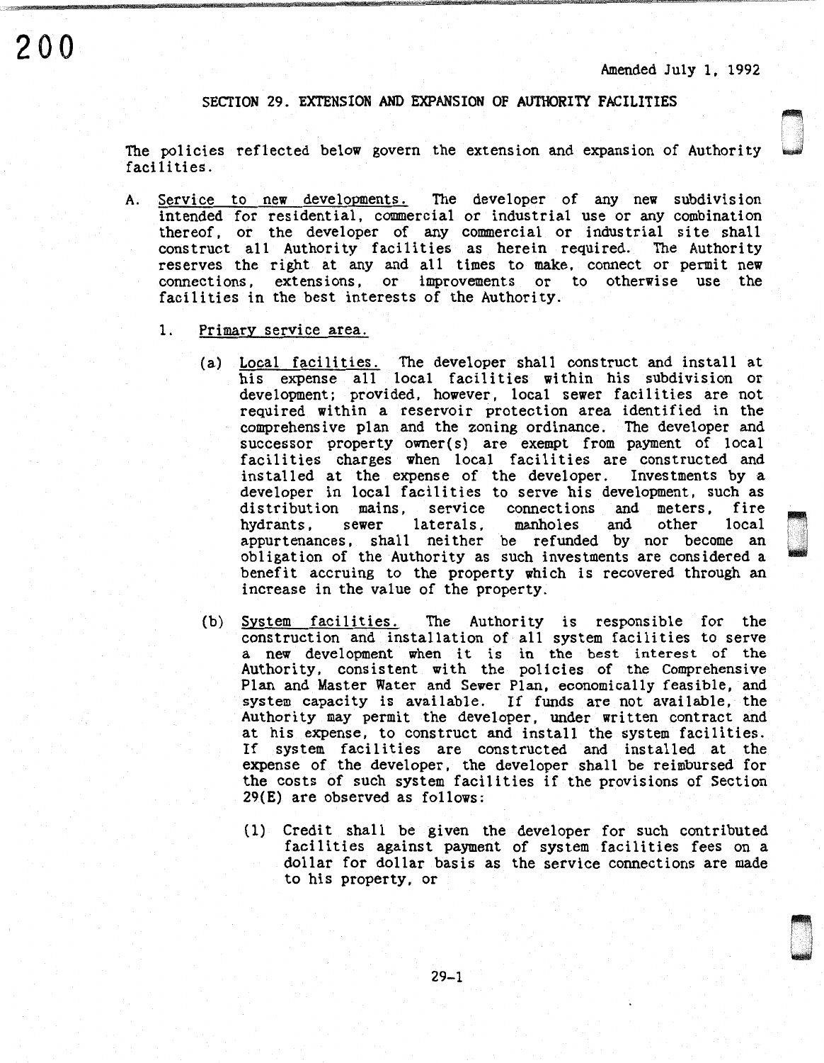Amended July 1, 1992

## SECTION 29. EXTENSION AND EXPANSION OF AUTHORITY FACILITIES

The policies reflected below govern the extension and expansion of Authority facilities.

A. Service to new developments. The developer of any new subdivision intended for residential, commercial or industrial use or any combination thereof, or the developer of any commercial or industrial site shall construct all Authority facilities as herein required. The Authority reserves the right at any and all times to make, connect or permit new connections, extensions, or improvements or to otherwise use the facilities in the best interests of the Authority.

   1. Primary service area.

      (a) Local facilities. The developer shall construct and install at his expense all local facilities within his subdivision or development; provided, however, local sewer facilities are not required within a reservoir protection area identified in the comprehensive plan and the zoning ordinance. The developer and successor property owner(s) are exempt from payment of local facilities charges when local facilities are constructed and installed at the expense of the developer. Investments by a developer in local facilities to serve his development, such as distribution mains, service connections and meters, fire hydrants, sewer laterals, manholes and other local appurtenances, shall neither be refunded by nor become an obligation of the Authority as such investments are considered a benefit accruing to the property which is recovered through an increase in the value of the property.

      (b) System facilities. The Authority is responsible for the construction and installation of all system facilities to serve a new development when it is in the best interest of the Authority, consistent with the policies of the Comprehensive Plan and Master Water and Sewer Plan, economically feasible, and system capacity is available. If funds are not available, the Authority may permit the developer, under written contract and at his expense, to construct and install the system facilities. If system facilities are constructed and installed at the expense of the developer, the developer shall be reimbursed for the costs of such system facilities if the provisions of Section 29(E) are observed as follows:

         (1) Credit shall be given the developer for such contributed facilities against payment of system facilities fees on a dollar for dollar basis as the service connections are made to his property, or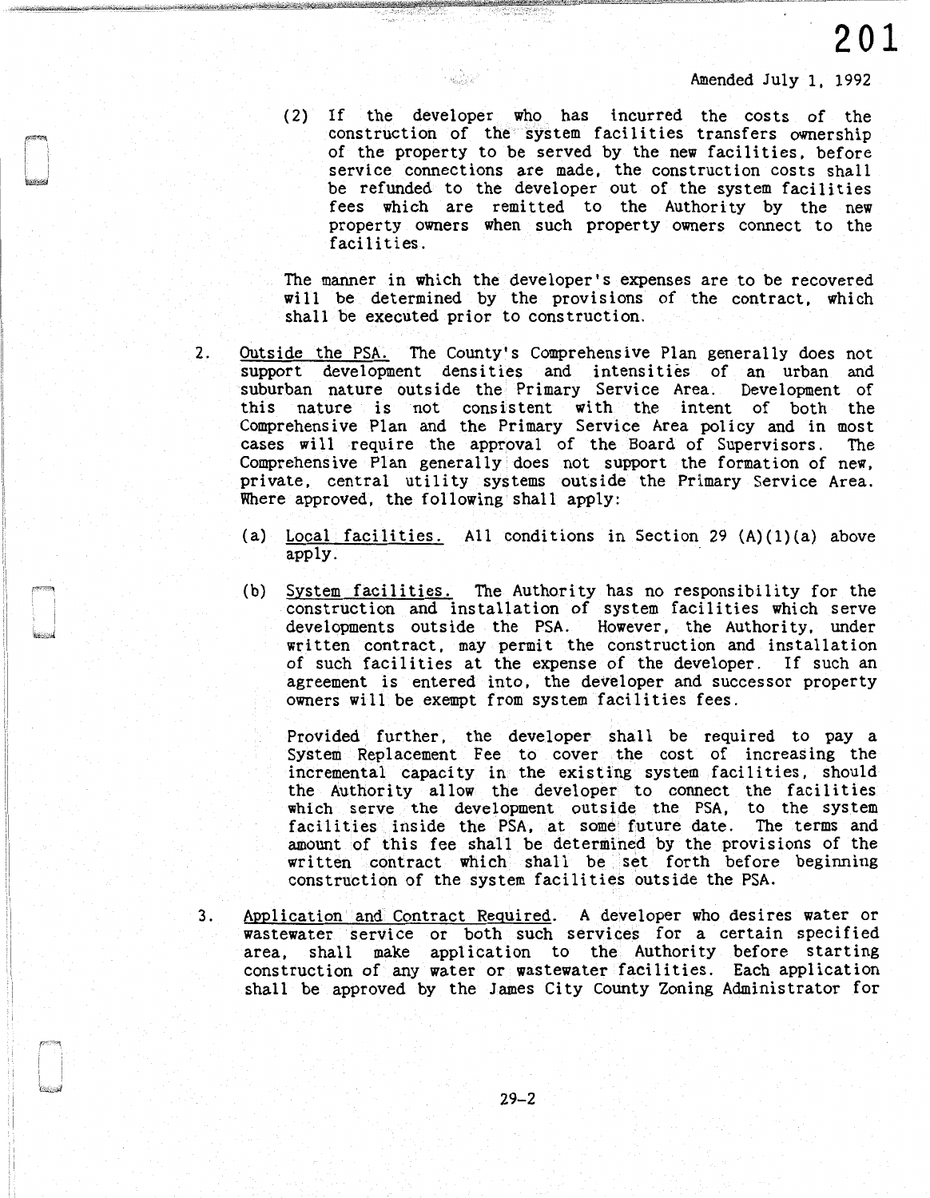Amended July 1, 1992

(2) If the developer who has incurred the costs of the construction of the system facilities transfers ownership of the property to be served by the new facilities, before service connections are made, the construction costs shall be refunded to the developer out of the system facilities fees which are remitted to the Authority by the new property owners when such property owners connect to the facilities.

The manner in which the developer's expenses are to be recovered will be determined by the provisions of the contract, which shall be executed prior to construction.

2. Outside the PSA. The County's Comprehensive Plan generally does not support development densities and intensities of an urban and suburban nature outside the Primary Service Area. Development of this nature is not consistent with the intent of both the Comprehensive Plan and the Primary Service Area policy and in most cases will require the approval of the Board of Supervisors. The Comprehensive Plan generally does not support the formation of new, private, central utility systems outside the Primary Service Area. Where approved, the following shall apply:

   (a) Local facilities. All conditions in Section 29 (A)(1)(a) above apply.

   (b) System facilities. The Authority has no responsibility for the construction and installation of system facilities which serve developments outside the PSA. However, the Authority, under written contract, may permit the construction and installation of such facilities at the expense of the developer. If such an agreement is entered into, the developer and successor property owners will be exempt from system facilities fees.

   Provided further, the developer shall be required to pay a System Replacement Fee to cover the cost of increasing the incremental capacity in the existing system facilities, should the Authority allow the developer to connect the facilities which serve the development outside the PSA, to the system facilities inside the PSA, at some future date. The terms and amount of this fee shall be determined by the provisions of the written contract which shall be set forth before beginning construction of the system facilities outside the PSA.

3. Application and Contract Required. A developer who desires water or wastewater service or both such services for a certain specified area, shall make application to the Authority before starting construction of any water or wastewater facilities. Each application shall be approved by the James City County Zoning Administrator for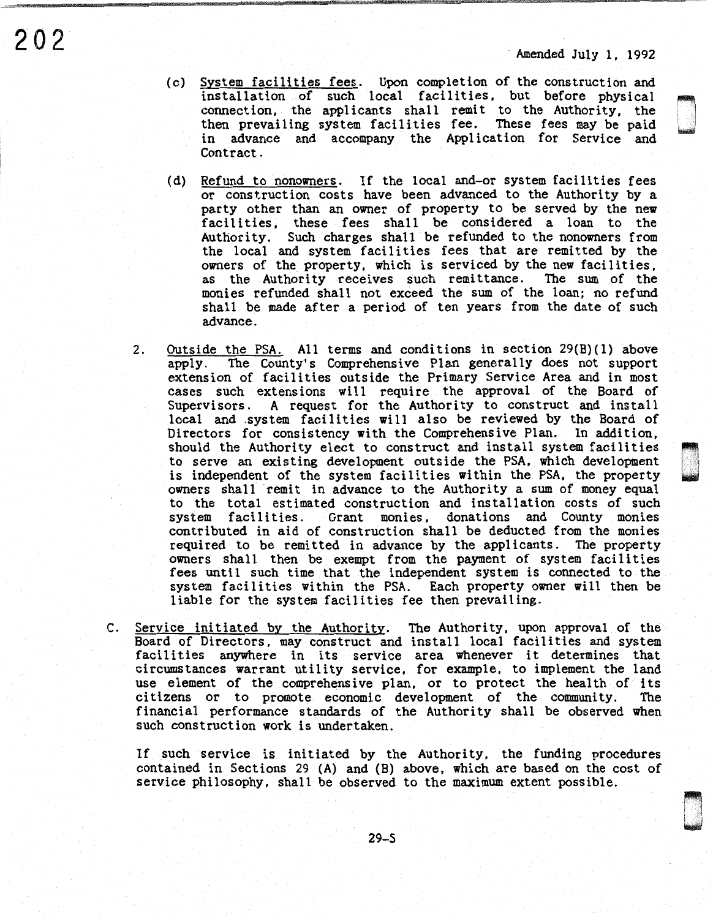Amended July 1, 1992

(c) System facilities fees. Upon completion of the construction and installation of such local facilities, but before physical connection, the applicants shall remit to the Authority, the then prevailing system facilities fee. These fees may be paid in advance and accompany the Application for Service and Contract.

(d) Refund to nonowners. If the local and-or system facilities fees or construction costs have been advanced to the Authority by a party other than an owner of property to be served by the new facilities, these fees shall be considered a loan to the Authority. Such charges shall be refunded to the nonowners from the local and system facilities fees that are remitted by the owners of the property, which is serviced by the new facilities, as the Authority receives such remittance. The sum of the monies refunded shall not exceed the sum of the loan; no refund shall be made after a period of ten years from the date of such advance.

2. Outside the PSA. All terms and conditions in section 29(B)(1) above apply. The County's Comprehensive Plan generally does not support extension of facilities outside the Primary Service Area and in most cases such extensions will require the approval of the Board of Supervisors. A request for the Authority to construct and install local and system facilities will also be reviewed by the Board of Directors for consistency with the Comprehensive Plan. In addition, should the Authority elect to construct and install system facilities to serve an existing development outside the PSA, which development is independent of the system facilities within the PSA, the property owners shall remit in advance to the Authority a sum of money equal to the total estimated construction and installation costs of such system facilities. Grant monies, donations and County monies contributed in aid of construction shall be deducted from the monies required to be remitted in advance by the applicants. The property owners shall then be exempt from the payment of system facilities fees until such time that the independent system is connected to the system facilities within the PSA. Each property owner will then be liable for the system facilities fee then prevailing.

C. Service initiated by the Authority. The Authority, upon approval of the Board of Directors, may construct and install local facilities and system facilities anywhere in its service area whenever it determines that circumstances warrant utility service, for example, to implement the land use element of the comprehensive plan, or to protect the health of its citizens or to promote economic development of the community. The financial performance standards of the Authority shall be observed when such construction work is undertaken.

If such service is initiated by the Authority, the funding procedures contained in Sections 29 (A) and (B) above, which are based on the cost of service philosophy, shall be observed to the maximum extent possible.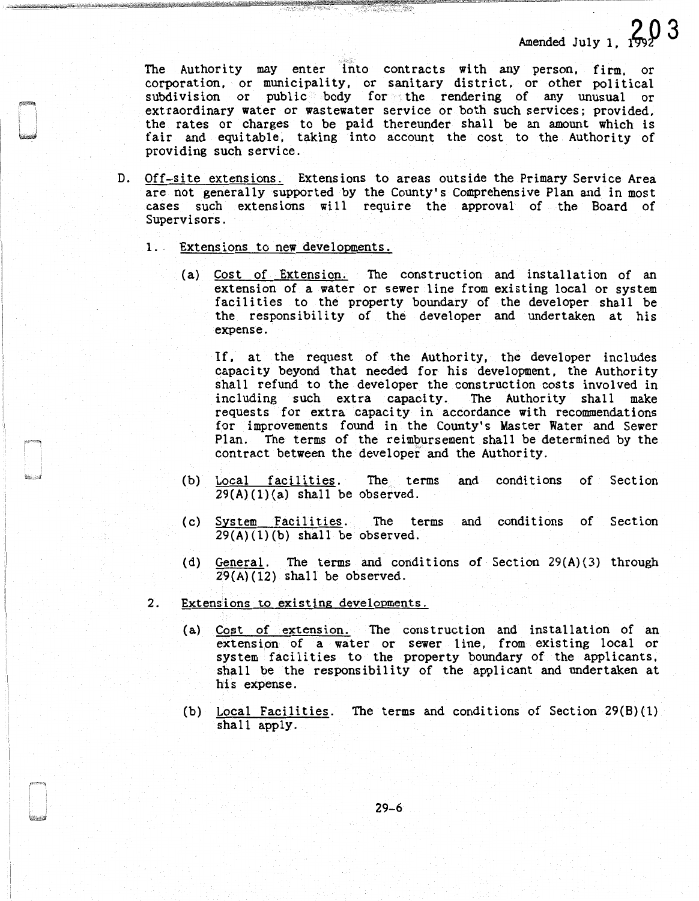Amended July 1, 1992

The Authority may enter into contracts with any person, firm, or corporation, or municipality, or sanitary district, or other political subdivision or public body for the rendering of any unusual or extraordinary water or wastewater service or both such services; provided, the rates or charges to be paid thereunder shall be an amount which is fair and equitable, taking into account the cost to the Authority of providing such service.

D. <u>Off-site extensions.</u> Extensions to areas outside the Primary Service Area are not generally supported by the County's Comprehensive Plan and in most cases such extensions will require the approval of the Board of Supervisors.

1. <u>Extensions to new developments.</u>

   (a) <u>Cost of Extension.</u> The construction and installation of an extension of a water or sewer line from existing local or system facilities to the property boundary of the developer shall be the responsibility of the developer and undertaken at his expense.

   If, at the request of the Authority, the developer includes capacity beyond that needed for his development, the Authority shall refund to the developer the construction costs involved in including such extra capacity. The Authority shall make requests for extra capacity in accordance with recommendations for improvements found in the County's Master Water and Sewer Plan. The terms of the reimbursement shall be determined by the contract between the developer and the Authority.

   (b) <u>Local facilities</u>. The terms and conditions of Section 29(A)(1)(a) shall be observed.

   (c) <u>System Facilities</u>. The terms and conditions of Section 29(A)(1)(b) shall be observed.

   (d) <u>General</u>. The terms and conditions of Section 29(A)(3) through 29(A)(12) shall be observed.

2. <u>Extensions to existing developments.</u>

   (a) <u>Cost of extension.</u> The construction and installation of an extension of a water or sewer line, from existing local or system facilities to the property boundary of the applicants, shall be the responsibility of the applicant and undertaken at his expense.

   (b) <u>Local Facilities</u>. The terms and conditions of Section 29(B)(1) shall apply.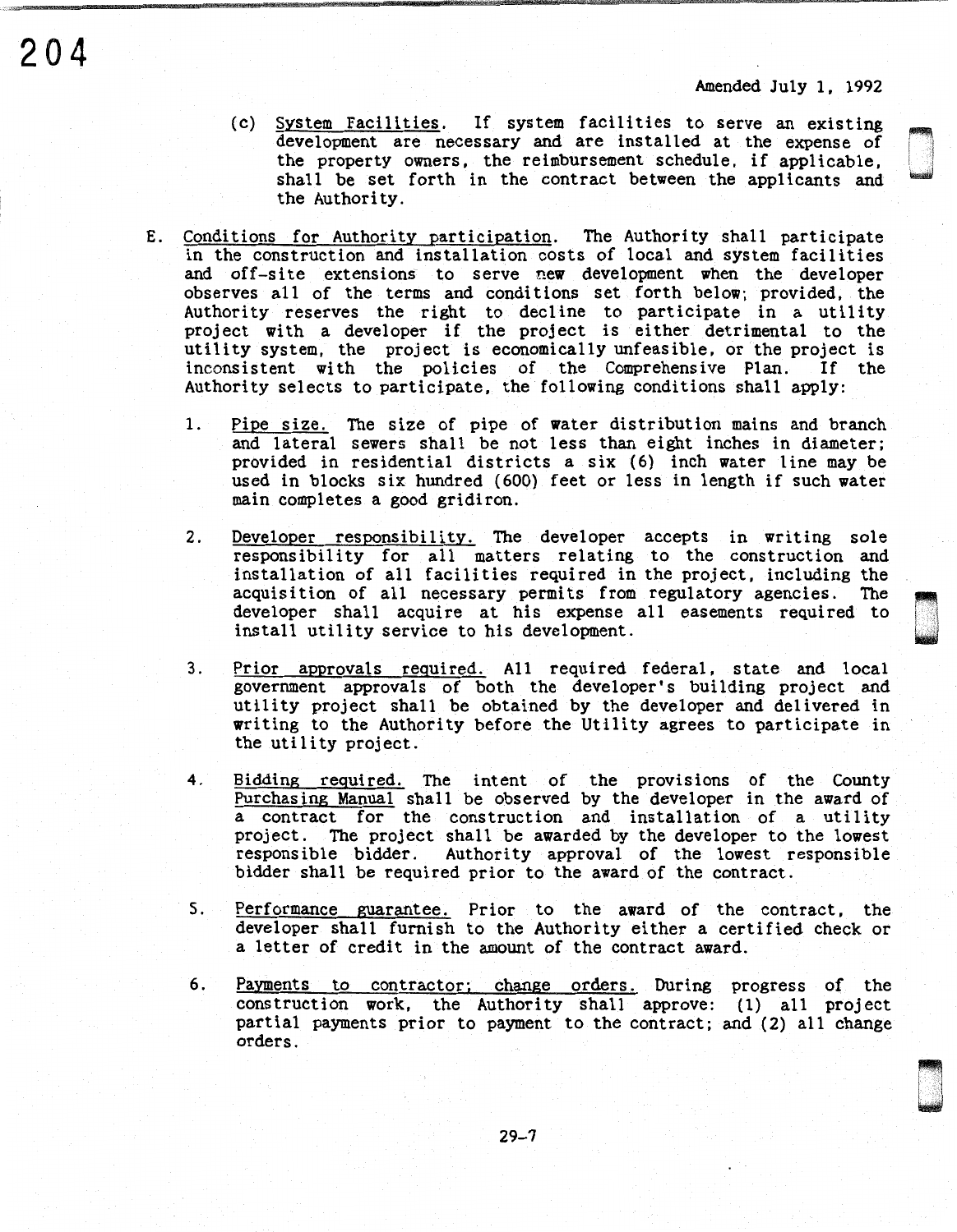Amended July 1, 1992

(c) System Facilities. If system facilities to serve an existing development are necessary and are installed at the expense of the property owners, the reimbursement schedule, if applicable, shall be set forth in the contract between the applicants and the Authority.

E. Conditions for Authority participation. The Authority shall participate in the construction and installation costs of local and system facilities and off-site extensions to serve new development when the developer observes all of the terms and conditions set forth below; provided, the Authority reserves the right to decline to participate in a utility project with a developer if the project is either detrimental to the utility system, the project is economically unfeasible, or the project is inconsistent with the policies of the Comprehensive Plan. If the Authority selects to participate, the following conditions shall apply:

1. Pipe size. The size of pipe of water distribution mains and branch and lateral sewers shall be not less than eight inches in diameter; provided in residential districts a six (6) inch water line may be used in blocks six hundred (600) feet or less in length if such water main completes a good gridiron.

2. Developer responsibility. The developer accepts in writing sole responsibility for all matters relating to the construction and installation of all facilities required in the project, including the acquisition of all necessary permits from regulatory agencies. The developer shall acquire at his expense all easements required to install utility service to his development.

3. Prior approvals required. All required federal, state and local government approvals of both the developer's building project and utility project shall be obtained by the developer and delivered in writing to the Authority before the Utility agrees to participate in the utility project.

4. Bidding required. The intent of the provisions of the County Purchasing Manual shall be observed by the developer in the award of a contract for the construction and installation of a utility project. The project shall be awarded by the developer to the lowest responsible bidder. Authority approval of the lowest responsible bidder shall be required prior to the award of the contract.

5. Performance guarantee. Prior to the award of the contract, the developer shall furnish to the Authority either a certified check or a letter of credit in the amount of the contract award.

6. Payments to contractor; change orders. During progress of the construction work, the Authority shall approve: (1) all project partial payments prior to payment to the contract; and (2) all change orders.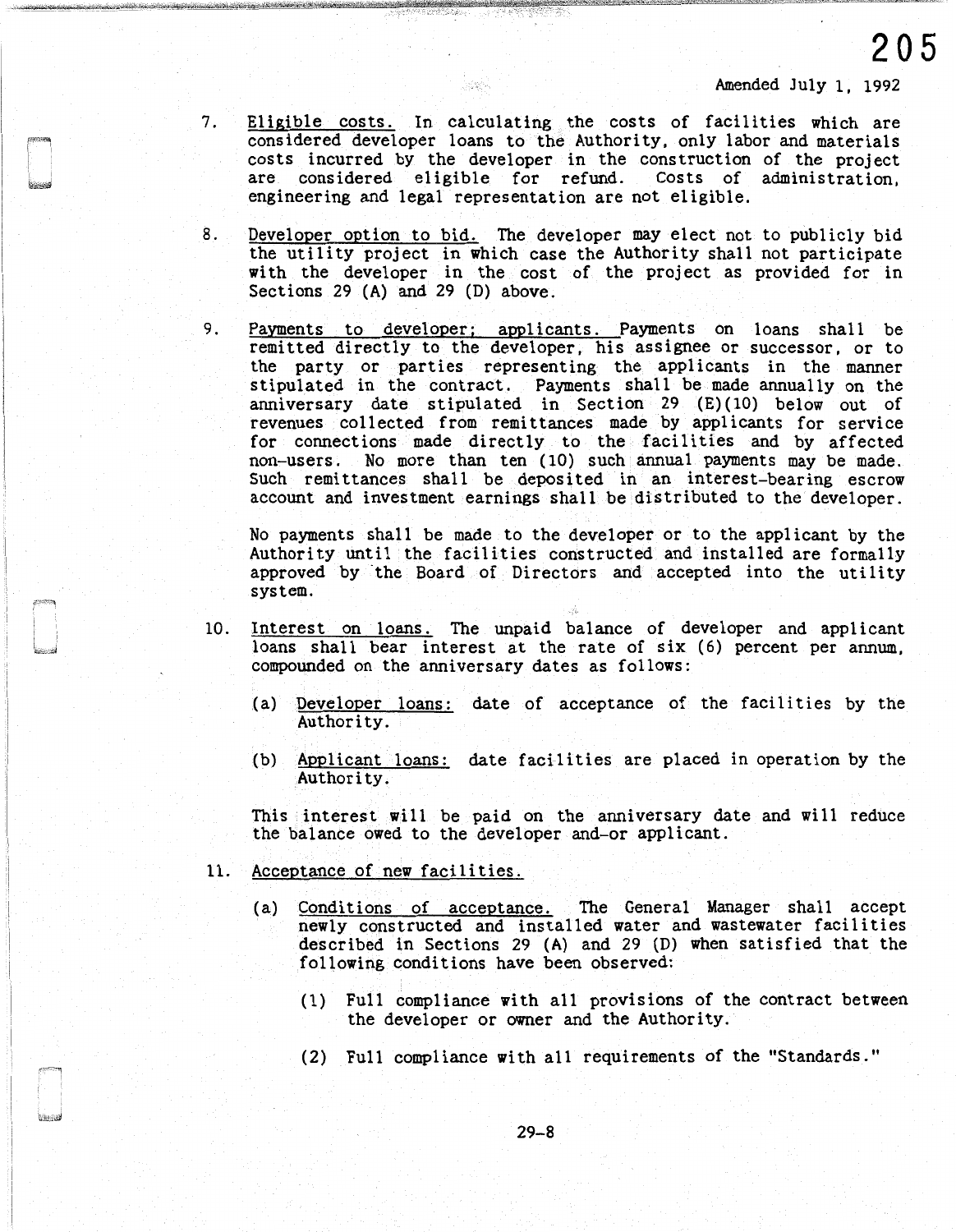Amended July 1, 1992

7. Eligible costs. In calculating the costs of facilities which are considered developer loans to the Authority, only labor and materials costs incurred by the developer in the construction of the project are considered eligible for refund. Costs of administration, engineering and legal representation are not eligible.

8. Developer option to bid. The developer may elect not to publicly bid the utility project in which case the Authority shall not participate with the developer in the cost of the project as provided for in Sections 29 (A) and 29 (D) above.

9. Payments to developer; applicants. Payments on loans shall be remitted directly to the developer, his assignee or successor, or to the party or parties representing the applicants in the manner stipulated in the contract. Payments shall be made annually on the anniversary date stipulated in Section 29 (E)(10) below out of revenues collected from remittances made by applicants for service for connections made directly to the facilities and by affected non-users. No more than ten (10) such annual payments may be made. Such remittances shall be deposited in an interest-bearing escrow account and investment earnings shall be distributed to the developer.

   No payments shall be made to the developer or to the applicant by the Authority until the facilities constructed and installed are formally approved by the Board of Directors and accepted into the utility system.

10. Interest on loans. The unpaid balance of developer and applicant loans shall bear interest at the rate of six (6) percent per annum, compounded on the anniversary dates as follows:

    (a) Developer loans: date of acceptance of the facilities by the Authority.

    (b) Applicant loans: date facilities are placed in operation by the Authority.

    This interest will be paid on the anniversary date and will reduce the balance owed to the developer and-or applicant.

11. Acceptance of new facilities.

    (a) Conditions of acceptance. The General Manager shall accept newly constructed and installed water and wastewater facilities described in Sections 29 (A) and 29 (D) when satisfied that the following conditions have been observed:

        (1) Full compliance with all provisions of the contract between the developer or owner and the Authority.

        (2) Full compliance with all requirements of the "Standards."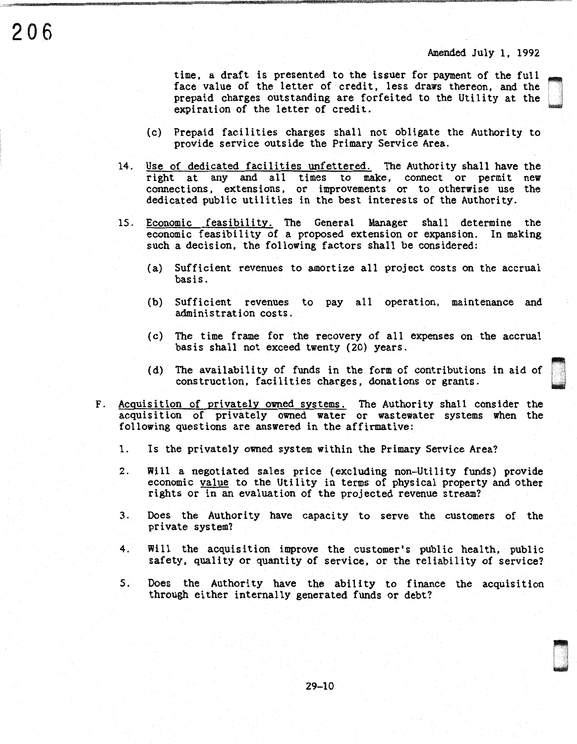Amended July 1, 1992

time, a draft is presented to the issuer for payment of the full face value of the letter of credit, less draws thereon, and the prepaid charges outstanding are forfeited to the Utility at the expiration of the letter of credit.

(c) Prepaid facilities charges shall not obligate the Authority to provide service outside the Primary Service Area.

14. Use of dedicated facilities unfettered. The Authority shall have the right at any and all times to make, connect or permit new connections, extensions, or improvements or to otherwise use the dedicated public utilities in the best interests of the Authority.

15. Economic feasibility. The General Manager shall determine the economic feasibility of a proposed extension or expansion. In making such a decision, the following factors shall be considered:

(a) Sufficient revenues to amortize all project costs on the accrual basis.

(b) Sufficient revenues to pay all operation, maintenance and administration costs.

(c) The time frame for the recovery of all expenses on the accrual basis shall not exceed twenty (20) years.

(d) The availability of funds in the form of contributions in aid of construction, facilities charges, donations or grants.

F. Acquisition of privately owned systems. The Authority shall consider the acquisition of privately owned water or wastewater systems when the following questions are answered in the affirmative:

1. Is the privately owned system within the Primary Service Area?

2. Will a negotiated sales price (excluding non-Utility funds) provide economic value to the Utility in terms of physical property and other rights or in an evaluation of the projected revenue stream?

3. Does the Authority have capacity to serve the customers of the private system?

4. Will the acquisition improve the customer's public health, public safety, quality or quantity of service, or the reliability of service?

5. Does the Authority have the ability to finance the acquisition through either internally generated funds or debt?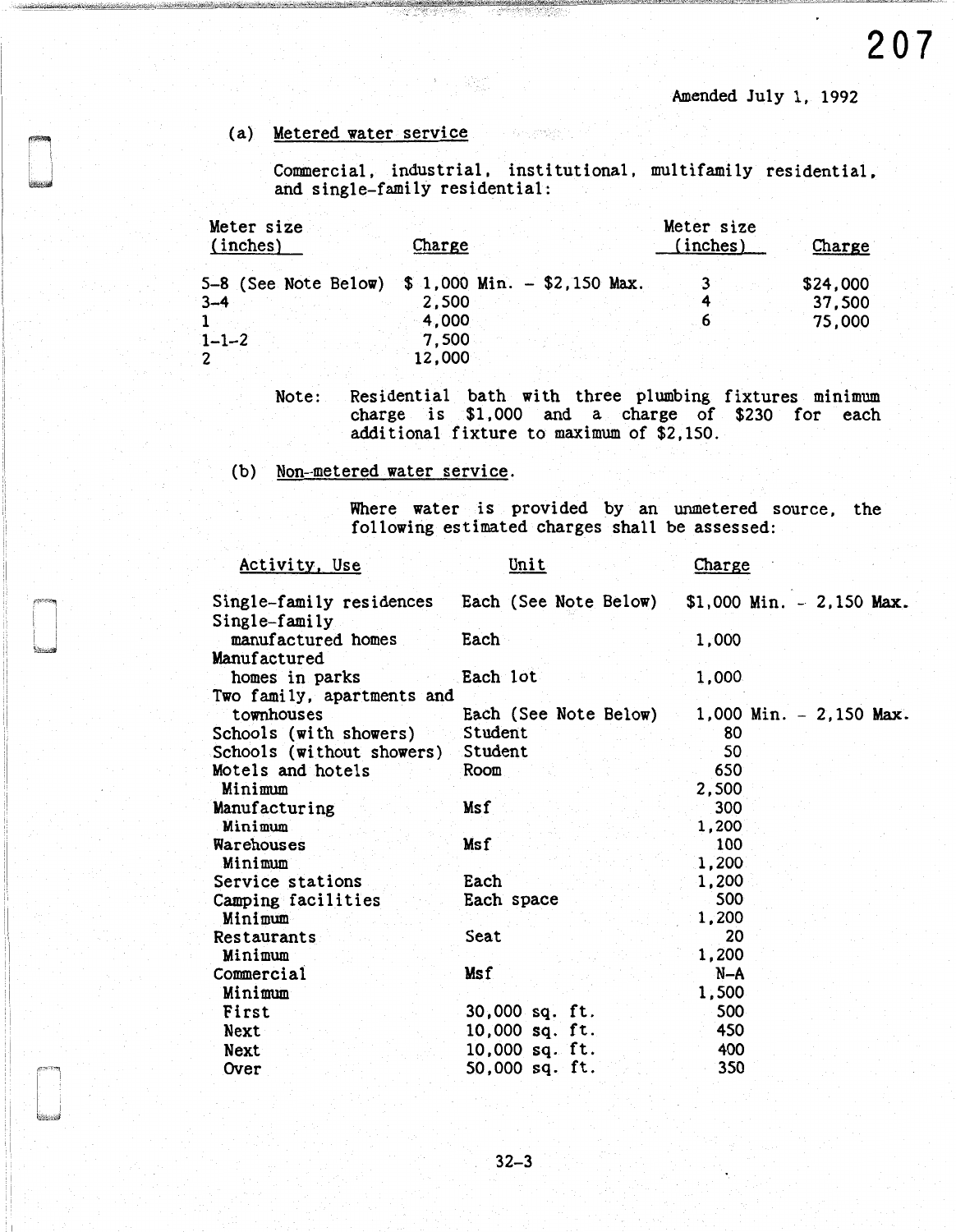Amended July 1, 1992

(a) Metered water service

Commercial, industrial, institutional, multifamily residential, and single-family residential:

| Meter size (inches) | Charge | Meter size (inches) | Charge |
|---|---|---|---|
| 5-8 (See Note Below) | $ 1,000 Min. - $2,150 Max. | 3 | $24,000 |
| 3-4 | 2,500 | 4 | 37,500 |
| 1 | 4,000 | 6 | 75,000 |
| 1-1-2 | 7,500 | | |
| 2 | 12,000 | | |

Note: Residential bath with three plumbing fixtures minimum charge is $1,000 and a charge of $230 for each additional fixture to maximum of $2,150.

(b) Non-metered water service.

Where water is provided by an unmetered source, the following estimated charges shall be assessed:

| Activity, Use | Unit | Charge |
|---|---|---|
| Single-family residences | Each (See Note Below) | $1,000 Min. - 2,150 Max. |
| Single-family manufactured homes | Each | 1,000 |
| Manufactured homes in parks | Each lot | 1,000 |
| Two family, apartments and townhouses | Each (See Note Below) | 1,000 Min. - 2,150 Max. |
| Schools (with showers) | Student | 80 |
| Schools (without showers) | Student | 50 |
| Motels and hotels | Room | 650 |
| Minimum | | 2,500 |
| Manufacturing | Msf | 300 |
| Minimum | | 1,200 |
| Warehouses | Msf | 100 |
| Minimum | | 1,200 |
| Service stations | Each | 1,200 |
| Camping facilities | Each space | 500 |
| Minimum | | 1,200 |
| Restaurants | Seat | 20 |
| Minimum | | 1,200 |
| Commercial | Msf | N-A |
| Minimum | | 1,500 |
| First | 30,000 sq. ft. | 500 |
| Next | 10,000 sq. ft. | 450 |
| Next | 10,000 sq. ft. | 400 |
| Over | 50,000 sq. ft. | 350 |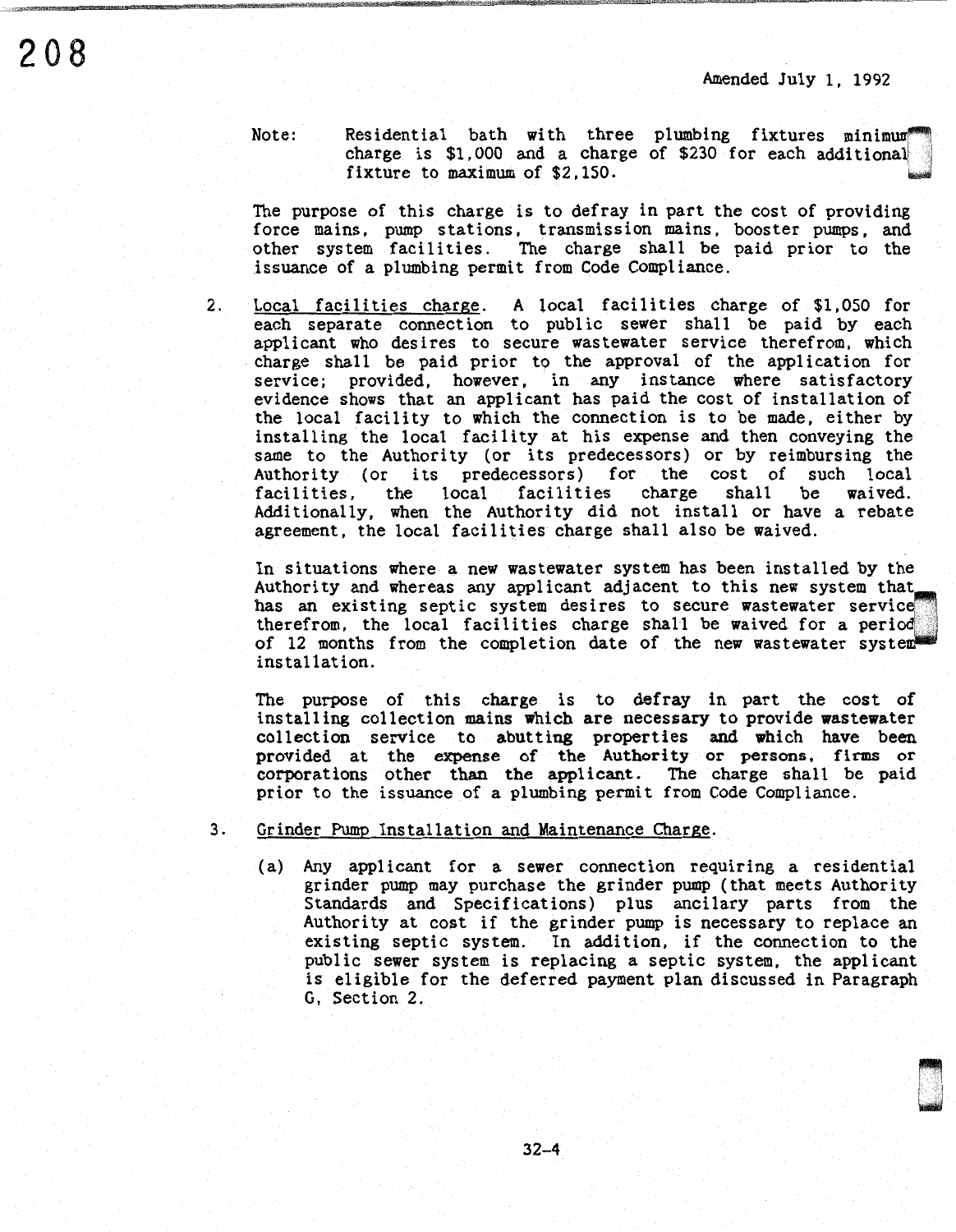Amended July 1, 1992

Note: Residential bath with three plumbing fixtures minimum charge is $1,000 and a charge of $230 for each additional fixture to maximum of $2,150.

The purpose of this charge is to defray in part the cost of providing force mains, pump stations, transmission mains, booster pumps, and other system facilities. The charge shall be paid prior to the issuance of a plumbing permit from Code Compliance.

2. Local facilities charge. A local facilities charge of $1,050 for each separate connection to public sewer shall be paid by each applicant who desires to secure wastewater service therefrom, which charge shall be paid prior to the approval of the application for service; provided, however, in any instance where satisfactory evidence shows that an applicant has paid the cost of installation of the local facility to which the connection is to be made, either by installing the local facility at his expense and then conveying the same to the Authority (or its predecessors) or by reimbursing the Authority (or its predecessors) for the cost of such local facilities, the local facilities charge shall be waived. Additionally, when the Authority did not install or have a rebate agreement, the local facilities charge shall also be waived.

   In situations where a new wastewater system has been installed by the Authority and whereas any applicant adjacent to this new system that has an existing septic system desires to secure wastewater service therefrom, the local facilities charge shall be waived for a period of 12 months from the completion date of the new wastewater system installation.

   The purpose of this charge is to defray in part the cost of installing collection mains which are necessary to provide wastewater collection service to abutting properties and which have been provided at the expense of the Authority or persons, firms or corporations other than the applicant. The charge shall be paid prior to the issuance of a plumbing permit from Code Compliance.

3. Grinder Pump Installation and Maintenance Charge.

   (a) Any applicant for a sewer connection requiring a residential grinder pump may purchase the grinder pump (that meets Authority Standards and Specifications) plus ancilary parts from the Authority at cost if the grinder pump is necessary to replace an existing septic system. In addition, if the connection to the public sewer system is replacing a septic system, the applicant is eligible for the deferred payment plan discussed in Paragraph G, Section 2.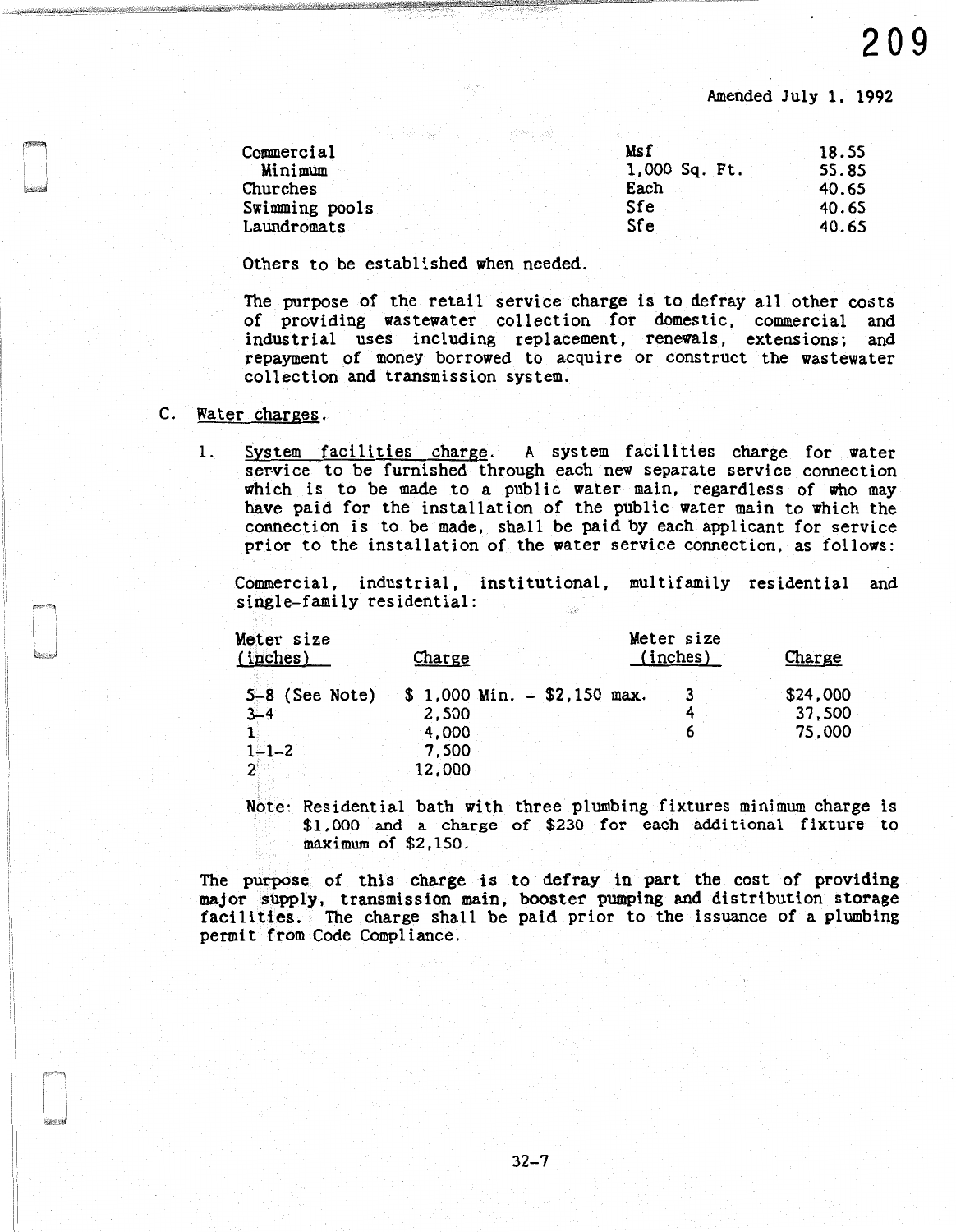Amended July 1, 1992

| | | |
|---|---|---|
| Commercial | Msf | 18.55 |
| Minimum | 1,000 Sq. Ft. | 55.85 |
| Churches | Each | 40.65 |
| Swimming pools | Sfe | 40.65 |
| Laundromats | Sfe | 40.65 |

Others to be established when needed.

The purpose of the retail service charge is to defray all other costs of providing wastewater collection for domestic, commercial and industrial uses including replacement, renewals, extensions; and repayment of money borrowed to acquire or construct the wastewater collection and transmission system.

C. Water charges.

1. System facilities charge. A system facilities charge for water service to be furnished through each new separate service connection which is to be made to a public water main, regardless of who may have paid for the installation of the public water main to which the connection is to be made, shall be paid by each applicant for service prior to the installation of the water service connection, as follows:

Commercial, industrial, institutional, multifamily residential and single-family residential:

| Meter size (inches) | Charge | Meter size (inches) | Charge |
|---|---|---|---|
| 5-8 (See Note) | $ 1,000 Min. - $2,150 max. | 3 | $24,000 |
| 3-4 | 2,500 | 4 | 37,500 |
| 1 | 4,000 | 6 | 75,000 |
| 1-1-2 | 7,500 | | |
| 2 | 12,000 | | |

Note: Residential bath with three plumbing fixtures minimum charge is $1,000 and a charge of $230 for each additional fixture to maximum of $2,150.

The purpose of this charge is to defray in part the cost of providing major supply, transmission main, booster pumping and distribution storage facilities. The charge shall be paid prior to the issuance of a plumbing permit from Code Compliance.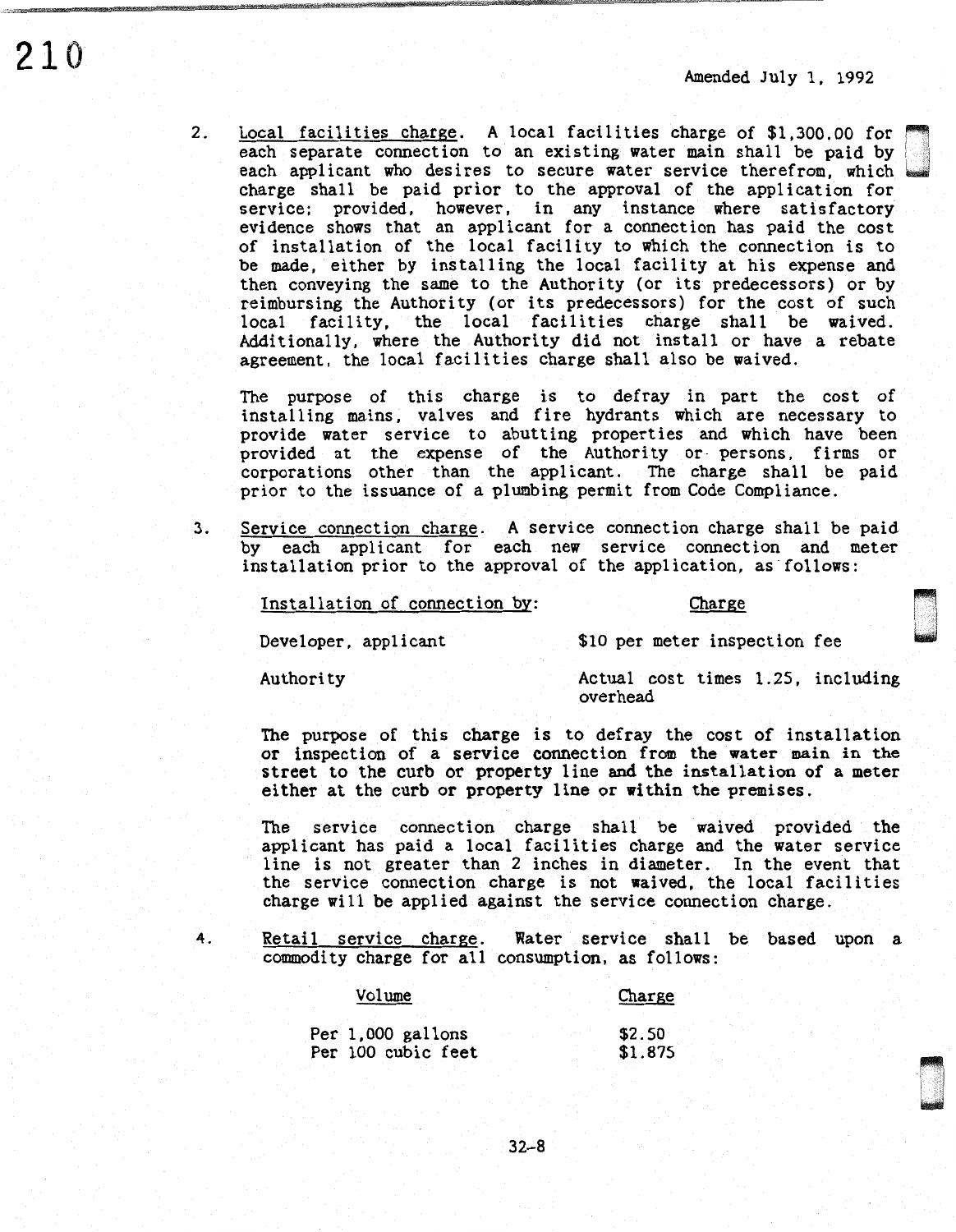Amended July 1, 1992

2. Local facilities charge. A local facilities charge of $1,300.00 for each separate connection to an existing water main shall be paid by each applicant who desires to secure water service therefrom, which charge shall be paid prior to the approval of the application for service; provided, however, in any instance where satisfactory evidence shows that an applicant for a connection has paid the cost of installation of the local facility to which the connection is to be made, either by installing the local facility at his expense and then conveying the same to the Authority (or its predecessors) or by reimbursing the Authority (or its predecessors) for the cost of such local facility, the local facilities charge shall be waived. Additionally, where the Authority did not install or have a rebate agreement, the local facilities charge shall also be waived.

   The purpose of this charge is to defray in part the cost of installing mains, valves and fire hydrants which are necessary to provide water service to abutting properties and which have been provided at the expense of the Authority or persons, firms or corporations other than the applicant. The charge shall be paid prior to the issuance of a plumbing permit from Code Compliance.

3. Service connection charge. A service connection charge shall be paid by each applicant for each new service connection and meter installation prior to the approval of the application, as follows:

| Installation of connection by: | Charge |
|---|---|
| Developer, applicant | $10 per meter inspection fee |
| Authority | Actual cost times 1.25, including overhead |

   The purpose of this charge is to defray the cost of installation or inspection of a service connection from the water main in the street to the curb or property line and the installation of a meter either at the curb or property line or within the premises.

   The service connection charge shall be waived provided the applicant has paid a local facilities charge and the water service line is not greater than 2 inches in diameter. In the event that the service connection charge is not waived, the local facilities charge will be applied against the service connection charge.

4. Retail service charge. Water service shall be based upon a commodity charge for all consumption, as follows:

| Volume | Charge |
|---|---|
| Per 1,000 gallons | $2.50 |
| Per 100 cubic feet | $1.875 |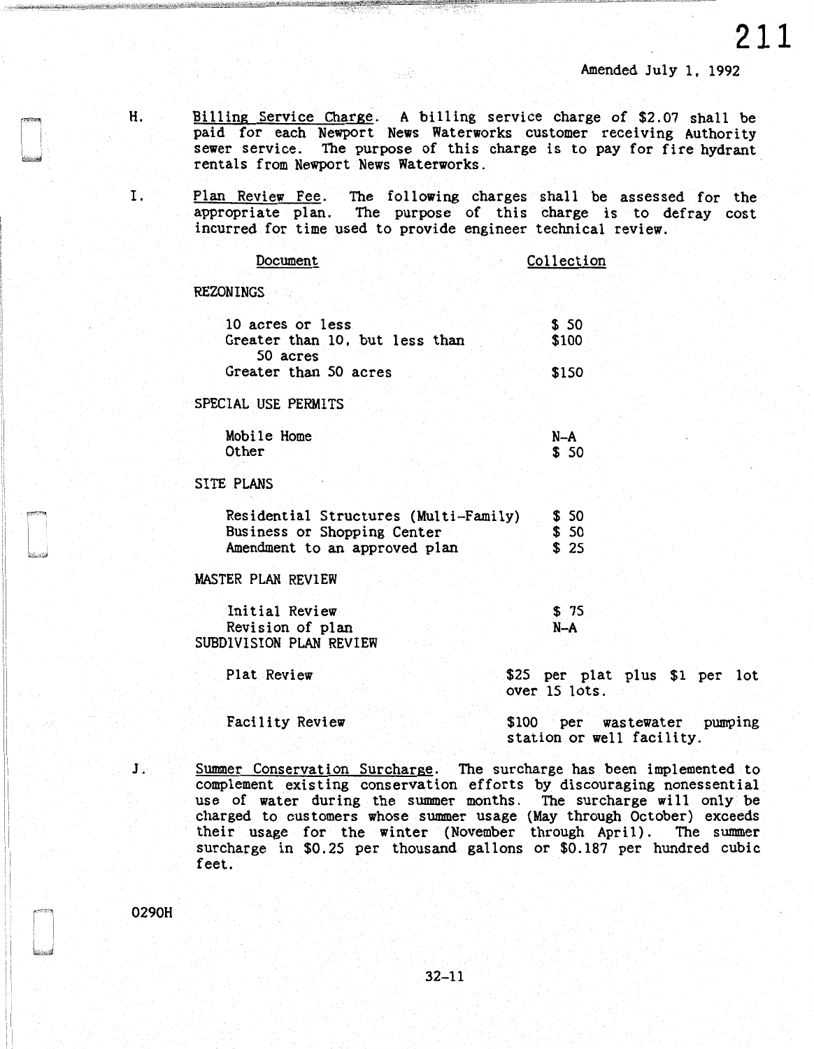Amended July 1, 1992

H. Billing Service Charge. A billing service charge of $2.07 shall be paid for each Newport News Waterworks customer receiving Authority sewer service. The purpose of this charge is to pay for fire hydrant rentals from Newport News Waterworks.

I. Plan Review Fee. The following charges shall be assessed for the appropriate plan. The purpose of this charge is to defray cost incurred for time used to provide engineer technical review.

| Document | Collection |
|---|---|
| REZONINGS | |
| 10 acres or less | $ 50 |
| Greater than 10, but less than 50 acres | $100 |
| Greater than 50 acres | $150 |
| SPECIAL USE PERMITS | |
| Mobile Home | N-A |
| Other | $ 50 |
| SITE PLANS | |
| Residential Structures (Multi-Family) | $ 50 |
| Business or Shopping Center | $ 50 |
| Amendment to an approved plan | $ 25 |
| MASTER PLAN REVIEW | |
| Initial Review | $ 75 |
| Revision of plan | N-A |
| SUBDIVISION PLAN REVIEW | |
| Plat Review | $25 per plat plus $1 per lot over 15 lots. |
| Facility Review | $100 per wastewater pumping station or well facility. |

J. Summer Conservation Surcharge. The surcharge has been implemented to complement existing conservation efforts by discouraging nonessential use of water during the summer months. The surcharge will only be charged to customers whose summer usage (May through October) exceeds their usage for the winter (November through April). The summer surcharge in $0.25 per thousand gallons or $0.187 per hundred cubic feet.

0290H